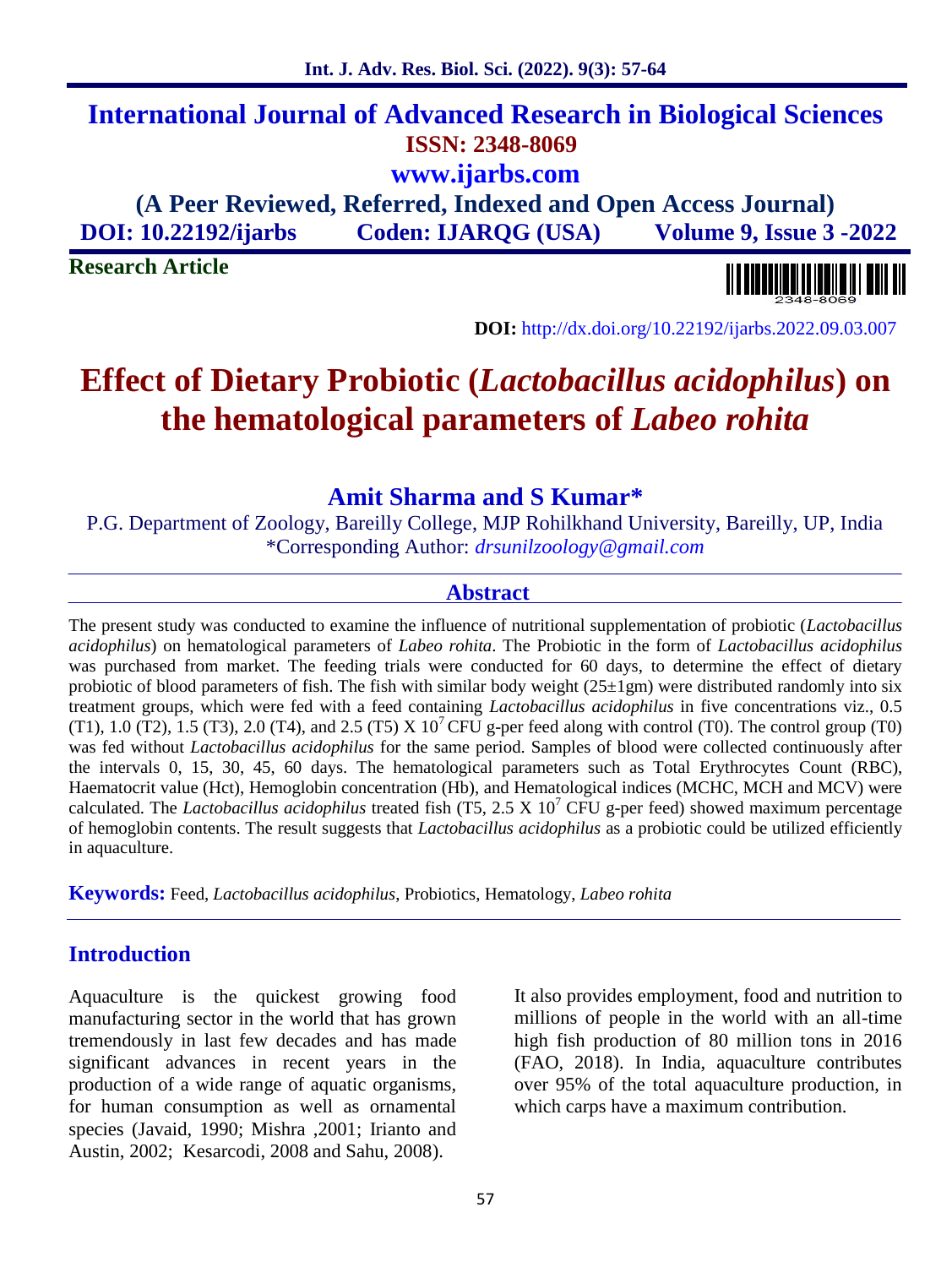# International Journal of Advanced Research in Biological Sciences

**ISSN: 2348-8069**

**www.ijarbs.com**

**(A Peer Reviewed, Referred, Indexed and Open Access Journal)**

**DOI: 10.22192/ijarbs Coden: IJARQG (USA) Volume 9, Issue 3 -2022**

**Research Article**

**DOI:** http://dx.doi.org/10.22192/ijarbs.2022.09.03.007

# Effect of Dietary Probiotic (*Lactobacillus acidophilus*) on the hematological parameters of *Labeo rohita*

**Amit Sharma and S Kumar***

P.G. Department of Zoology, Bareilly College, MJP Rohilkhand University, Bareilly, UP, India

*Corresponding Author: *drsunilzoology@gmail.com*

## Abstract

The present study was conducted to examine the influence of nutritional supplementation of probiotic (*Lactobacillus acidophilus*) on hematological parameters of *Labeo rohita*. The Probiotic in the form of *Lactobacillus acidophilus* was purchased from market. The feeding trials were conducted for 60 days, to determine the effect of dietary probiotic of blood parameters of fish. The fish with similar body weight (25±1gm) were distributed randomly into six treatment groups, which were fed with a feed containing *Lactobacillus acidophilus* in five concentrations viz., 0.5 (T1), 1.0 (T2), 1.5 (T3), 2.0 (T4), and 2.5 (T5) X $10^7$ CFU g-per feed along with control (T0). The control group (T0) was fed without *Lactobacillus acidophilus* for the same period. Samples of blood were collected continuously after the intervals 0, 15, 30, 45, 60 days. The hematological parameters such as Total Erythrocytes Count (RBC), Haematocrit value (Hct), Hemoglobin concentration (Hb), and Hematological indices (MCHC, MCH and MCV) were calculated. The *Lactobacillus acidophilus* treated fish (T5, 2.5 X $10^7$ CFU g-per feed) showed maximum percentage of hemoglobin contents. The result suggests that *Lactobacillus acidophilus* as a probiotic could be utilized efficiently in aquaculture.

**Keywords:** Feed, *Lactobacillus acidophilus*, Probiotics, Hematology, *Labeo rohita*

## Introduction

Aquaculture is the quickest growing food manufacturing sector in the world that has grown tremendously in last few decades and has made significant advances in recent years in the production of a wide range of aquatic organisms, for human consumption as well as ornamental species (Javaid, 1990; Mishra ,2001; Irianto and Austin, 2002; Kesarcodi, 2008 and Sahu, 2008).

It also provides employment, food and nutrition to millions of people in the world with an all-time high fish production of 80 million tons in 2016 (FAO, 2018). In India, aquaculture contributes over 95% of the total aquaculture production, in which carps have a maximum contribution.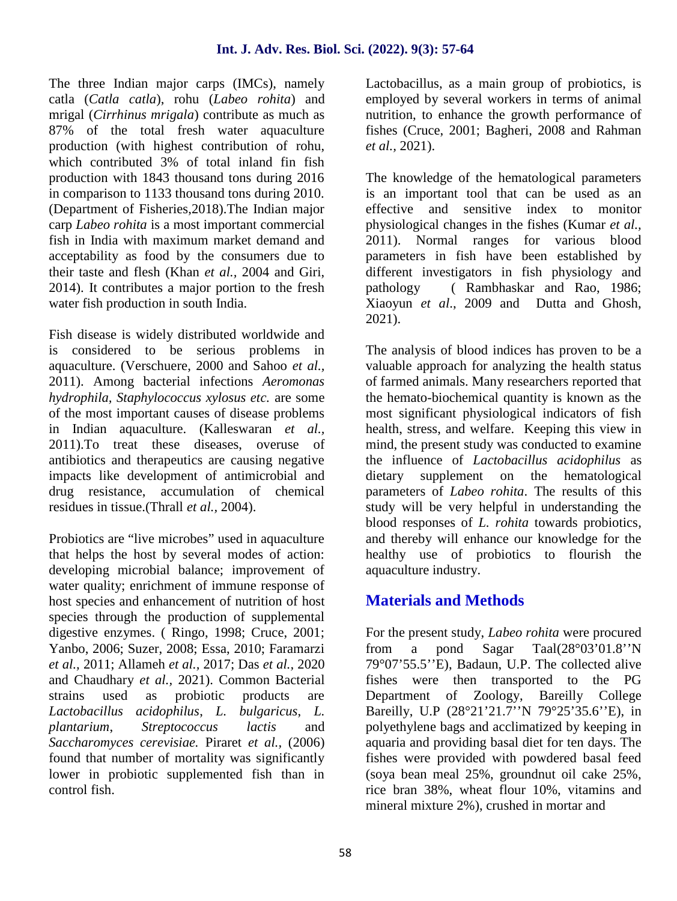The three Indian major carps (IMCs), namely catla (*Catla catla*), rohu (*Labeo rohita*) and mrigal (*Cirrhinus mrigala*) contribute as much as 87% of the total fresh water aquaculture production (with highest contribution of rohu, which contributed 3% of total inland fin fish production with 1843 thousand tons during 2016 in comparison to 1133 thousand tons during 2010. (Department of Fisheries,2018).The Indian major carp *Labeo rohita* is a most important commercial fish in India with maximum market demand and acceptability as food by the consumers due to their taste and flesh (Khan *et al.,* 2004 and Giri, 2014). It contributes a major portion to the fresh water fish production in south India.

Fish disease is widely distributed worldwide and is considered to be serious problems in aquaculture. (Verschuere, 2000 and Sahoo *et al.,* 2011). Among bacterial infections *Aeromonas hydrophila*, *Staphylococcus xylosus etc.* are some of the most important causes of disease problems in Indian aquaculture. (Kalleswaran *et al.*, 2011).To treat these diseases, overuse of antibiotics and therapeutics are causing negative impacts like development of antimicrobial and drug resistance, accumulation of chemical residues in tissue.(Thrall *et al.,* 2004).

Probiotics are "live microbes" used in aquaculture that helps the host by several modes of action: developing microbial balance; improvement of water quality; enrichment of immune response of host species and enhancement of nutrition of host species through the production of supplemental digestive enzymes. ( Ringo, 1998; Cruce, 2001; Yanbo, 2006; Suzer, 2008; Essa, 2010; Faramarzi *et al.,* 2011; Allameh *et al.,* 2017; Das *et al.,* 2020 and Chaudhary *et al.,* 2021). Common Bacterial strains used as probiotic products are *Lactobacillus acidophilus*, *L. bulgaricus*, *L. plantarium*, *Streptococcus lactis* and *Saccharomyces cerevisiae.* Piraret *et al.,* (2006) found that number of mortality was significantly lower in probiotic supplemented fish than in control fish.

Lactobacillus, as a main group of probiotics, is employed by several workers in terms of animal nutrition, to enhance the growth performance of fishes (Cruce, 2001; Bagheri, 2008 and Rahman *et al.,* 2021).

The knowledge of the hematological parameters is an important tool that can be used as an effective and sensitive index to monitor physiological changes in the fishes (Kumar *et al.,* 2011). Normal ranges for various blood parameters in fish have been established by different investigators in fish physiology and pathology ( Rambhaskar and Rao, 1986; Xiaoyun *et al*., 2009 and Dutta and Ghosh, 2021).

The analysis of blood indices has proven to be a valuable approach for analyzing the health status of farmed animals. Many researchers reported that the hemato-biochemical quantity is known as the most significant physiological indicators of fish health, stress, and welfare. Keeping this view in mind, the present study was conducted to examine the influence of *Lactobacillus acidophilus* as dietary supplement on the hematological parameters of *Labeo rohita*. The results of this study will be very helpful in understanding the blood responses of *L. rohita* towards probiotics, and thereby will enhance our knowledge for the healthy use of probiotics to flourish the aquaculture industry.

## Materials and Methods

For the present study, *Labeo rohita* were procured from a pond Sagar Taal(28°03'01.8''N 79°07'55.5''E), Badaun, U.P. The collected alive fishes were then transported to the PG Department of Zoology, Bareilly College Bareilly, U.P (28°21'21.7''N 79°25'35.6''E), in polyethylene bags and acclimatized by keeping in aquaria and providing basal diet for ten days. The fishes were provided with powdered basal feed (soya bean meal 25%, groundnut oil cake 25%, rice bran 38%, wheat flour 10%, vitamins and mineral mixture 2%), crushed in mortar and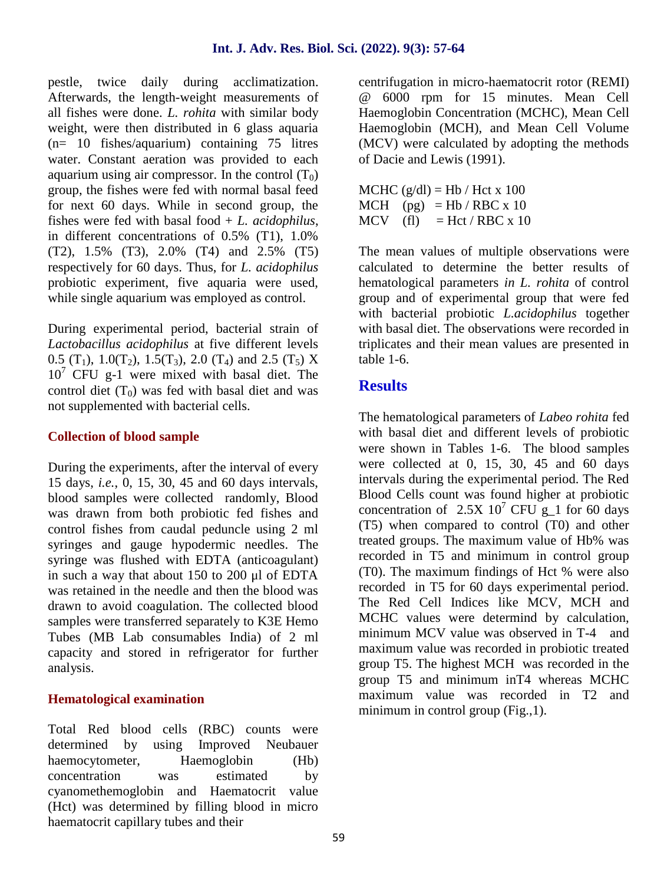pestle, twice daily during acclimatization. Afterwards, the length-weight measurements of all fishes were done. *L. rohita* with similar body weight, were then distributed in 6 glass aquaria (n= 10 fishes/aquarium) containing 75 litres water. Constant aeration was provided to each aquarium using air compressor. In the control ($T_0$) group, the fishes were fed with normal basal feed for next 60 days. While in second group, the fishes were fed with basal food + *L. acidophilus*, in different concentrations of 0.5% (T1), 1.0% (T2), 1.5% (T3), 2.0% (T4) and 2.5% (T5) respectively for 60 days. Thus, for *L. acidophilus* probiotic experiment, five aquaria were used, while single aquarium was employed as control.

During experimental period, bacterial strain of *Lactobacillus acidophilus* at five different levels 0.5 ($T_1$), 1.0($T_2$), 1.5($T_3$), 2.0 ($T_4$) and 2.5 ($T_5$) X $10^7$ CFU g-1 were mixed with basal diet. The control diet ($T_0$) was fed with basal diet and was not supplemented with bacterial cells.

### Collection of blood sample

During the experiments, after the interval of every 15 days, *i.e.*, 0, 15, 30, 45 and 60 days intervals, blood samples were collected randomly, Blood was drawn from both probiotic fed fishes and control fishes from caudal peduncle using 2 ml syringes and gauge hypodermic needles. The syringe was flushed with EDTA (anticoagulant) in such a way that about 150 to 200 µl of EDTA was retained in the needle and then the blood was drawn to avoid coagulation. The collected blood samples were transferred separately to K3E Hemo Tubes (MB Lab consumables India) of 2 ml capacity and stored in refrigerator for further analysis.

### Hematological examination

Total Red blood cells (RBC) counts were determined by using Improved Neubauer haemocytometer, Haemoglobin (Hb) concentration was estimated by cyanomethemoglobin and Haematocrit value (Hct) was determined by filling blood in micro haematocrit capillary tubes and their centrifugation in micro-haematocrit rotor (REMI) @ 6000 rpm for 15 minutes. Mean Cell Haemoglobin Concentration (MCHC), Mean Cell Haemoglobin (MCH), and Mean Cell Volume (MCV) were calculated by adopting the methods of Dacie and Lewis (1991).

MCHC (g/dl) = Hb / Hct x 100
MCH (pg) = Hb / RBC x 10
MCV (fl) = Hct / RBC x 10

The mean values of multiple observations were calculated to determine the better results of hematological parameters *in L. rohita* of control group and of experimental group that were fed with bacterial probiotic *L.acidophilus* together with basal diet. The observations were recorded in triplicates and their mean values are presented in table 1-6.

## Results

The hematological parameters of *Labeo rohita* fed with basal diet and different levels of probiotic were shown in Tables 1-6. The blood samples were collected at 0, 15, 30, 45 and 60 days intervals during the experimental period. The Red Blood Cells count was found higher at probiotic concentration of 2.5X $10^7$ CFU g_1 for 60 days (T5) when compared to control (T0) and other treated groups. The maximum value of Hb% was recorded in T5 and minimum in control group (T0). The maximum findings of Hct % were also recorded in T5 for 60 days experimental period. The Red Cell Indices like MCV, MCH and MCHC values were determind by calculation, minimum MCV value was observed in T-4 and maximum value was recorded in probiotic treated group T5. The highest MCH was recorded in the group T5 and minimum inT4 whereas MCHC maximum value was recorded in T2 and minimum in control group (Fig.,1).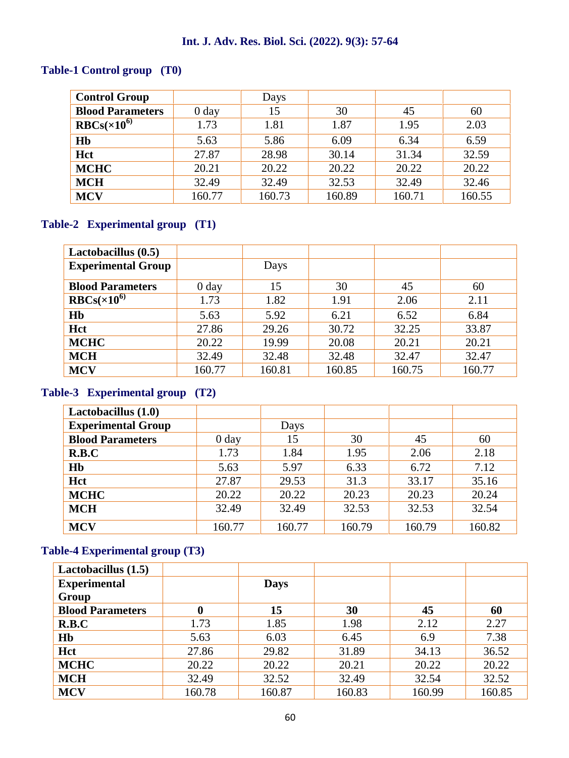**Table-1 Control group (T0)**

| Control Group | | Days | | | |
|---|---|---|---|---|---|
| **Blood Parameters** | 0 day | 15 | 30 | 45 | 60 |
| **RBCs($\times 10^6$)** | 1.73 | 1.81 | 1.87 | 1.95 | 2.03 |
| **Hb** | 5.63 | 5.86 | 6.09 | 6.34 | 6.59 |
| **Hct** | 27.87 | 28.98 | 30.14 | 31.34 | 32.59 |
| **MCHC** | 20.21 | 20.22 | 20.22 | 20.22 | 20.22 |
| **MCH** | 32.49 | 32.49 | 32.53 | 32.49 | 32.46 |
| **MCV** | 160.77 | 160.73 | 160.89 | 160.71 | 160.55 |

**Table-2 Experimental group (T1)**

| Lactobacillus (0.5) | | | | | |
|---|---|---|---|---|---|
| **Experimental Group** | | Days | | | |
| **Blood Parameters** | 0 day | 15 | 30 | 45 | 60 |
| **RBCs($\times 10^6$)** | 1.73 | 1.82 | 1.91 | 2.06 | 2.11 |
| **Hb** | 5.63 | 5.92 | 6.21 | 6.52 | 6.84 |
| **Hct** | 27.86 | 29.26 | 30.72 | 32.25 | 33.87 |
| **MCHC** | 20.22 | 19.99 | 20.08 | 20.21 | 20.21 |
| **MCH** | 32.49 | 32.48 | 32.48 | 32.47 | 32.47 |
| **MCV** | 160.77 | 160.81 | 160.85 | 160.75 | 160.77 |

**Table-3 Experimental group (T2)**

| Lactobacillus (1.0) | | | | | |
|---|---|---|---|---|---|
| **Experimental Group** | | Days | | | |
| **Blood Parameters** | 0 day | 15 | 30 | 45 | 60 |
| **R.B.C** | 1.73 | 1.84 | 1.95 | 2.06 | 2.18 |
| **Hb** | 5.63 | 5.97 | 6.33 | 6.72 | 7.12 |
| **Hct** | 27.87 | 29.53 | 31.3 | 33.17 | 35.16 |
| **MCHC** | 20.22 | 20.22 | 20.23 | 20.23 | 20.24 |
| **MCH** | 32.49 | 32.49 | 32.53 | 32.53 | 32.54 |
| **MCV** | 160.77 | 160.77 | 160.79 | 160.79 | 160.82 |

**Table-4 Experimental group (T3)**

| Lactobacillus (1.5) | | | | | |
|---|---|---|---|---|---|
| **Experimental Group** | | **Days** | | | |
| **Blood Parameters** | **0** | **15** | **30** | **45** | **60** |
| **R.B.C** | 1.73 | 1.85 | 1.98 | 2.12 | 2.27 |
| **Hb** | 5.63 | 6.03 | 6.45 | 6.9 | 7.38 |
| **Hct** | 27.86 | 29.82 | 31.89 | 34.13 | 36.52 |
| **MCHC** | 20.22 | 20.22 | 20.21 | 20.22 | 20.22 |
| **MCH** | 32.49 | 32.52 | 32.49 | 32.54 | 32.52 |
| **MCV** | 160.78 | 160.87 | 160.83 | 160.99 | 160.85 |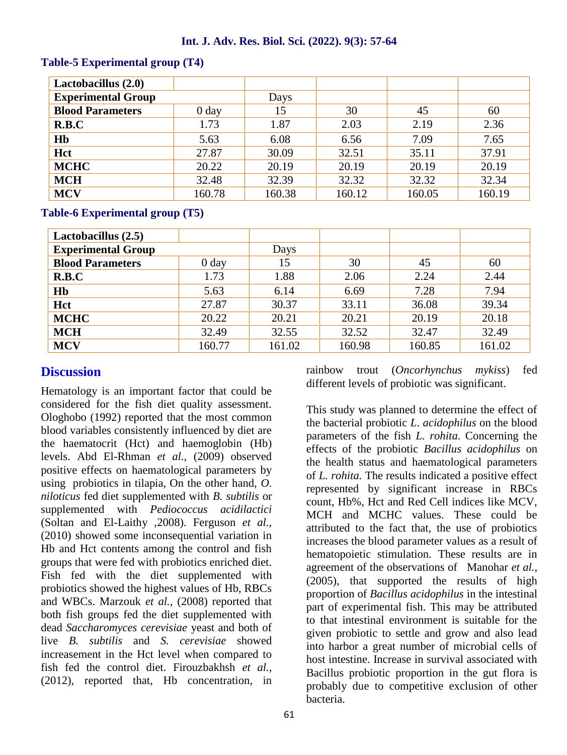**Table-5 Experimental group (T4)**

| Lactobacillus (2.0) | | | | | |
|---|---|---|---|---|---|
| **Experimental Group** | | Days | | | |
| **Blood Parameters** | 0 day | 15 | 30 | 45 | 60 |
| **R.B.C** | 1.73 | 1.87 | 2.03 | 2.19 | 2.36 |
| **Hb** | 5.63 | 6.08 | 6.56 | 7.09 | 7.65 |
| **Hct** | 27.87 | 30.09 | 32.51 | 35.11 | 37.91 |
| **MCHC** | 20.22 | 20.19 | 20.19 | 20.19 | 20.19 |
| **MCH** | 32.48 | 32.39 | 32.32 | 32.32 | 32.34 |
| **MCV** | 160.78 | 160.38 | 160.12 | 160.05 | 160.19 |

**Table-6 Experimental group (T5)**

| Lactobacillus (2.5) | | | | | |
|---|---|---|---|---|---|
| **Experimental Group** | | Days | | | |
| **Blood Parameters** | 0 day | 15 | 30 | 45 | 60 |
| **R.B.C** | 1.73 | 1.88 | 2.06 | 2.24 | 2.44 |
| **Hb** | 5.63 | 6.14 | 6.69 | 7.28 | 7.94 |
| **Hct** | 27.87 | 30.37 | 33.11 | 36.08 | 39.34 |
| **MCHC** | 20.22 | 20.21 | 20.21 | 20.19 | 20.18 |
| **MCH** | 32.49 | 32.55 | 32.52 | 32.47 | 32.49 |
| **MCV** | 160.77 | 161.02 | 160.98 | 160.85 | 161.02 |

## Discussion

Hematology is an important factor that could be considered for the fish diet quality assessment. Ologhobo (1992) reported that the most common blood variables consistently influenced by diet are the haematocrit (Hct) and haemoglobin (Hb) levels. Abd El-Rhman *et al.,* (2009) observed positive effects on haematological parameters by using probiotics in tilapia, On the other hand, *O. niloticus* fed diet supplemented with *B. subtilis* or supplemented with *Pediococcus acidilactici* (Soltan and El-Laithy ,2008). Ferguson *et al.,* (2010) showed some inconsequential variation in Hb and Hct contents among the control and fish groups that were fed with probiotics enriched diet. Fish fed with the diet supplemented with probiotics showed the highest values of Hb, RBCs and WBCs. Marzouk *et al.,* (2008) reported that both fish groups fed the diet supplemented with dead *Saccharomyces cerevisiae* yeast and both of live *B. subtilis* and *S. cerevisiae* showed increasement in the Hct level when compared to fish fed the control diet. Firouzbakhsh *et al.,* (2012), reported that, Hb concentration, in rainbow trout (*Oncorhynchus mykiss*) fed different levels of probiotic was significant.

This study was planned to determine the effect of the bacterial probiotic *L. acidophilus* on the blood parameters of the fish *L. rohita*. Concerning the effects of the probiotic *Bacillus acidophilus* on the health status and haematological parameters of *L. rohita.* The results indicated a positive effect represented by significant increase in RBCs count, Hb%, Hct and Red Cell indices like MCV, MCH and MCHC values. These could be attributed to the fact that, the use of probiotics increases the blood parameter values as a result of hematopoietic stimulation. These results are in agreement of the observations of Manohar *et al.,* (2005), that supported the results of high proportion of *Bacillus acidophilus* in the intestinal part of experimental fish. This may be attributed to that intestinal environment is suitable for the given probiotic to settle and grow and also lead into harbor a great number of microbial cells of host intestine. Increase in survival associated with Bacillus probiotic proportion in the gut flora is probably due to competitive exclusion of other bacteria.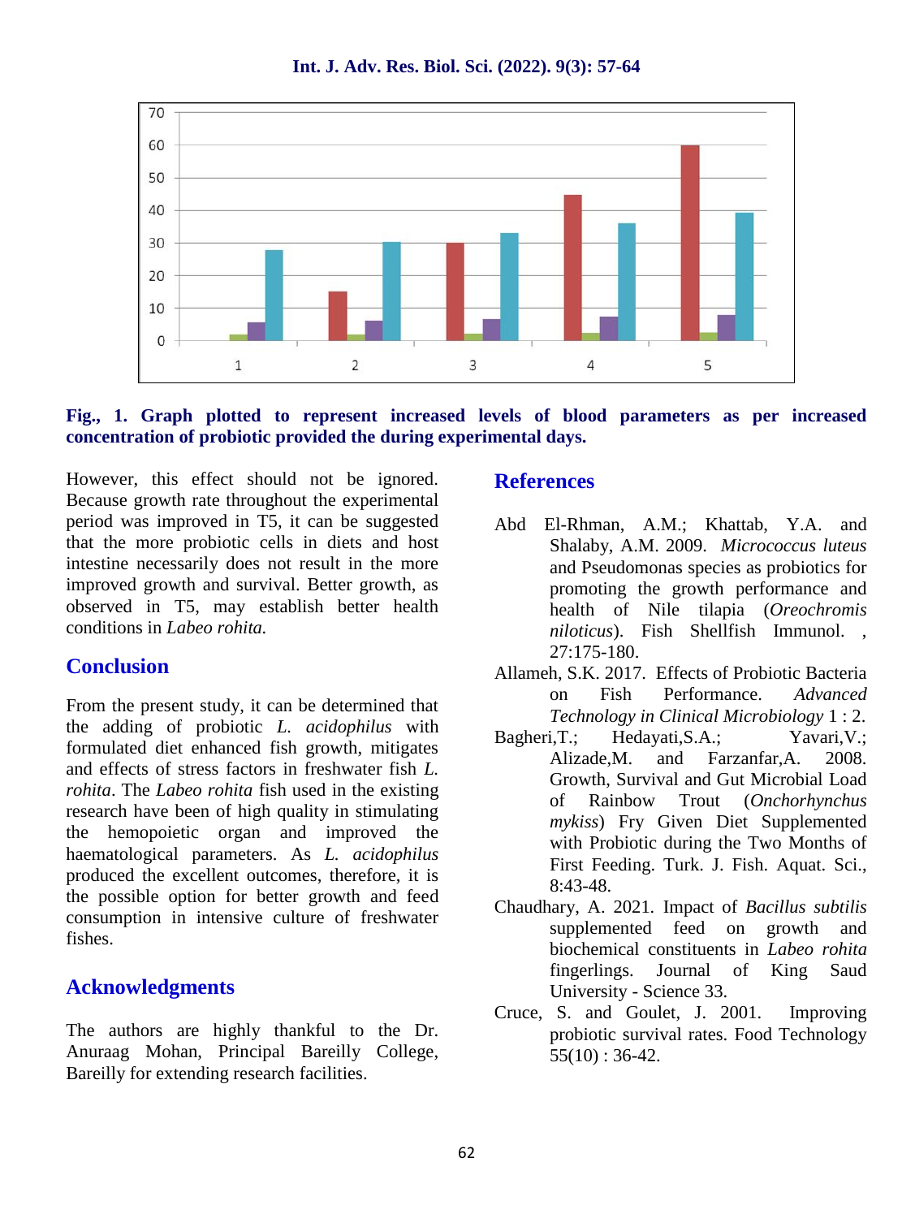Fig., 1. Graph plotted to represent increased levels of blood parameters as per increased concentration of probiotic provided the during experimental days.

However, this effect should not be ignored. Because growth rate throughout the experimental period was improved in T5, it can be suggested that the more probiotic cells in diets and host intestine necessarily does not result in the more improved growth and survival. Better growth, as observed in T5, may establish better health conditions in *Labeo rohita.*

## Conclusion

From the present study, it can be determined that the adding of probiotic *L. acidophilus* with formulated diet enhanced fish growth, mitigates and effects of stress factors in freshwater fish *L. rohita*. The *Labeo rohita* fish used in the existing research have been of high quality in stimulating the hemopoietic organ and improved the haematological parameters. As *L. acidophilus* produced the excellent outcomes, therefore, it is the possible option for better growth and feed consumption in intensive culture of freshwater fishes.

## Acknowledgments

The authors are highly thankful to the Dr. Anuraag Mohan, Principal Bareilly College, Bareilly for extending research facilities.

## References

Abd El-Rhman, A.M.; Khattab, Y.A. and Shalaby, A.M. 2009. *Micrococcus luteus* and Pseudomonas species as probiotics for promoting the growth performance and health of Nile tilapia (*Oreochromis niloticus*). Fish Shellfish Immunol. , 27:175-180.

Allameh, S.K. 2017. Effects of Probiotic Bacteria on Fish Performance. *Advanced Technology in Clinical Microbiology* 1 : 2.

Bagheri,T.; Hedayati,S.A.; Yavari,V.; Alizade,M. and Farzanfar,A. 2008. Growth, Survival and Gut Microbial Load of Rainbow Trout (*Onchorhynchus mykiss*) Fry Given Diet Supplemented with Probiotic during the Two Months of First Feeding. Turk. J. Fish. Aquat. Sci., 8:43-48.

Chaudhary, A. 2021. Impact of *Bacillus subtilis* supplemented feed on growth and biochemical constituents in *Labeo rohita* fingerlings. Journal of King Saud University - Science 33.

Cruce, S. and Goulet, J. 2001. Improving probiotic survival rates. Food Technology 55(10) : 36-42.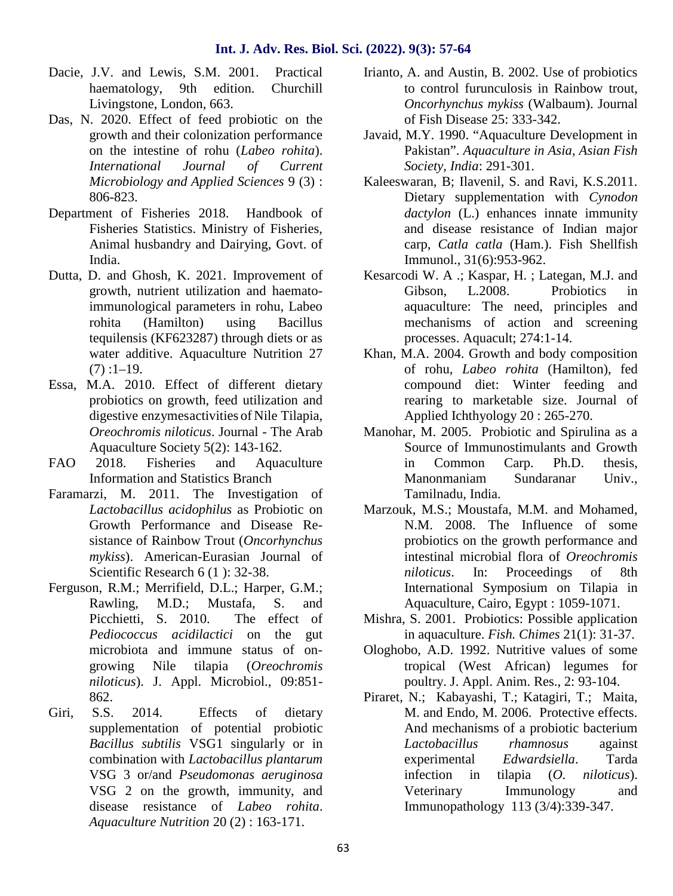Dacie, J.V. and Lewis, S.M. 2001. Practical haematology, 9th edition. Churchill Livingstone, London, 663.

Das, N. 2020. Effect of feed probiotic on the growth and their colonization performance on the intestine of rohu (*Labeo rohita*). *International Journal of Current Microbiology and Applied Sciences* 9 (3) : 806-823.

Department of Fisheries 2018. Handbook of Fisheries Statistics. Ministry of Fisheries, Animal husbandry and Dairying, Govt. of India.

Dutta, D. and Ghosh, K. 2021. Improvement of growth, nutrient utilization and haemato-immunological parameters in rohu, Labeo rohita (Hamilton) using Bacillus tequilensis (KF623287) through diets or as water additive. Aquaculture Nutrition 27 (7) :1–19.

Essa, M.A. 2010. Effect of different dietary probiotics on growth, feed utilization and digestive enzymesactivities of Nile Tilapia, *Oreochromis niloticus*. Journal - The Arab Aquaculture Society 5(2): 143-162.

FAO 2018. Fisheries and Aquaculture Information and Statistics Branch

Faramarzi, M. 2011. The Investigation of *Lactobacillus acidophilus* as Probiotic on Growth Performance and Disease Resistance of Rainbow Trout (*Oncorhynchus mykiss*). American-Eurasian Journal of Scientific Research 6 (1 ): 32-38.

Ferguson, R.M.; Merrifield, D.L.; Harper, G.M.; Rawling, M.D.; Mustafa, S. and Picchietti, S. 2010. The effect of *Pediococcus acidilactici* on the gut microbiota and immune status of on-growing Nile tilapia (*Oreochromis niloticus*). J. Appl. Microbiol., 09:851-862.

Giri, S.S. 2014. Effects of dietary supplementation of potential probiotic *Bacillus subtilis* VSG1 singularly or in combination with *Lactobacillus plantarum* VSG 3 or/and *Pseudomonas aeruginosa* VSG 2 on the growth, immunity, and disease resistance of *Labeo rohita*. *Aquaculture Nutrition* 20 (2) : 163-171.

Irianto, A. and Austin, B. 2002. Use of probiotics to control furunculosis in Rainbow trout, *Oncorhynchus mykiss* (Walbaum). Journal of Fish Disease 25: 333-342.

Javaid, M.Y. 1990. "Aquaculture Development in Pakistan". *Aquaculture in Asia, Asian Fish Society, India*: 291-301.

Kaleeswaran, B; Ilavenil, S. and Ravi, K.S.2011. Dietary supplementation with *Cynodon dactylon* (L.) enhances innate immunity and disease resistance of Indian major carp, *Catla catla* (Ham.). Fish Shellfish Immunol., 31(6):953-962.

Kesarcodi W. A .; Kaspar, H. ; Lategan, M.J. and Gibson, L.2008. Probiotics in aquaculture: The need, principles and mechanisms of action and screening processes. Aquacult; 274:1-14.

Khan, M.A. 2004. Growth and body composition of rohu, *Labeo rohita* (Hamilton), fed compound diet: Winter feeding and rearing to marketable size. Journal of Applied Ichthyology 20 : 265-270.

Manohar, M. 2005. Probiotic and Spirulina as a Source of Immunostimulants and Growth in Common Carp. Ph.D. thesis, Manonmaniam Sundaranar Univ., Tamilnadu, India.

Marzouk, M.S.; Moustafa, M.M. and Mohamed, N.M. 2008. The Influence of some probiotics on the growth performance and intestinal microbial flora of *Oreochromis niloticus*. In: Proceedings of 8th International Symposium on Tilapia in Aquaculture, Cairo, Egypt : 1059-1071.

Mishra, S. 2001. Probiotics: Possible application in aquaculture. *Fish. Chimes* 21(1): 31-37.

Ologhobo, A.D. 1992. Nutritive values of some tropical (West African) legumes for poultry. J. Appl. Anim. Res., 2: 93-104.

Piraret, N.; Kabayashi, T.; Katagiri, T.; Maita, M. and Endo, M. 2006. Protective effects. And mechanisms of a probiotic bacterium *Lactobacillus rhamnosus* against experimental *Edwardsiella*. Tarda infection in tilapia (*O. niloticus*). Veterinary Immunology and Immunopathology 113 (3/4):339-347.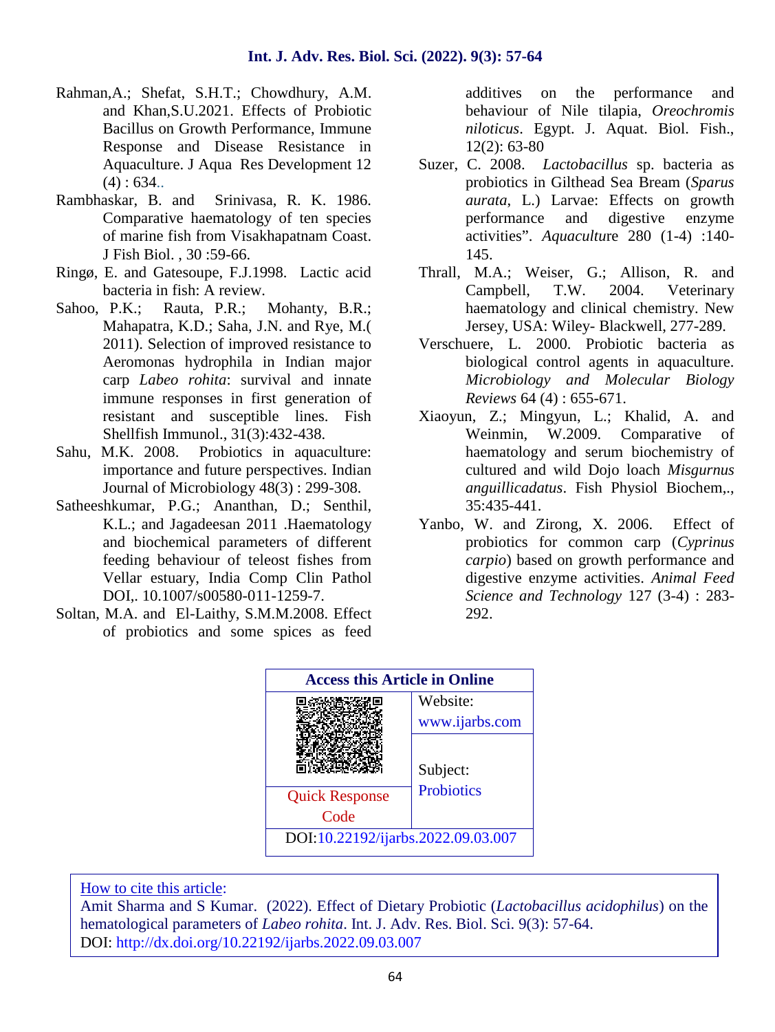Rahman,A.; Shefat, S.H.T.; Chowdhury, A.M. and Khan,S.U.2021. Effects of Probiotic Bacillus on Growth Performance, Immune Response and Disease Resistance in Aquaculture. J Aqua Res Development 12 (4) : 634..

Rambhaskar, B. and Srinivasa, R. K. 1986. Comparative haematology of ten species of marine fish from Visakhapatnam Coast. J Fish Biol. , 30 :59-66.

Ringø, E. and Gatesoupe, F.J.1998. Lactic acid bacteria in fish: A review.

Sahoo, P.K.; Rauta, P.R.; Mohanty, B.R.; Mahapatra, K.D.; Saha, J.N. and Rye, M.( 2011). Selection of improved resistance to Aeromonas hydrophila in Indian major carp *Labeo rohita*: survival and innate immune responses in first generation of resistant and susceptible lines. Fish Shellfish Immunol., 31(3):432-438.

Sahu, M.K. 2008. Probiotics in aquaculture: importance and future perspectives. Indian Journal of Microbiology 48(3) : 299-308.

Satheeshkumar, P.G.; Ananthan, D.; Senthil, K.L.; and Jagadeesan 2011 .Haematology and biochemical parameters of different feeding behaviour of teleost fishes from Vellar estuary, India Comp Clin Pathol DOI,. 10.1007/s00580-011-1259-7.

Soltan, M.A. and El-Laithy, S.M.M.2008. Effect of probiotics and some spices as feed additives on the performance and behaviour of Nile tilapia, *Oreochromis niloticus*. Egypt. J. Aquat. Biol. Fish., 12(2): 63-80

Suzer, C. 2008. *Lactobacillus* sp. bacteria as probiotics in Gilthead Sea Bream (*Sparus aurata*, L.) Larvae: Effects on growth performance and digestive enzyme activities". *Aquacultur*e 280 (1-4) :140-145.

Thrall, M.A.; Weiser, G.; Allison, R. and Campbell, T.W. 2004. Veterinary haematology and clinical chemistry. New Jersey, USA: Wiley- Blackwell, 277-289.

Verschuere, L. 2000. Probiotic bacteria as biological control agents in aquaculture. *Microbiology and Molecular Biology Reviews* 64 (4) : 655-671.

Xiaoyun, Z.; Mingyun, L.; Khalid, A. and Weinmin, W.2009. Comparative of haematology and serum biochemistry of cultured and wild Dojo loach *Misgurnus anguillicadatus*. Fish Physiol Biochem,., 35:435-441.

Yanbo, W. and Zirong, X. 2006. Effect of probiotics for common carp (*Cyprinus carpio*) based on growth performance and digestive enzyme activities. *Animal Feed Science and Technology* 127 (3-4) : 283-292.

| Access this Article in Online | |
|---|---|
| Quick Response Code | Website: www.ijarbs.com |
| | Subject: Probiotics |
| DOI:10.22192/ijarbs.2022.09.03.007 | |

How to cite this article:
Amit Sharma and S Kumar. (2022). Effect of Dietary Probiotic (*Lactobacillus acidophilus*) on the hematological parameters of *Labeo rohita*. Int. J. Adv. Res. Biol. Sci. 9(3): 57-64.
DOI: http://dx.doi.org/10.22192/ijarbs.2022.09.03.007